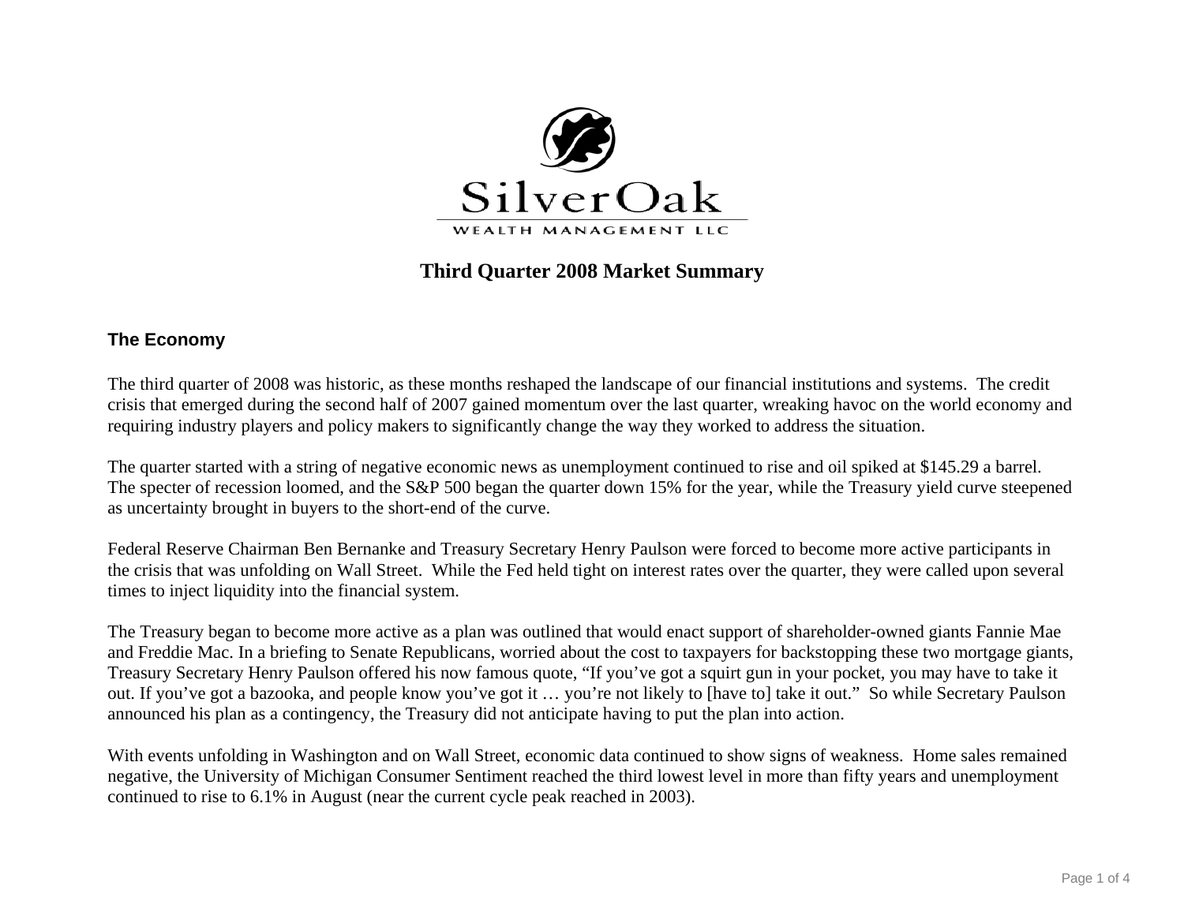SilverOak

WEALTH MANAGEMENT LLC

# Third Quarter 2008 Market Summary

## The Economy

The third quarter of 2008 was historic, as these months reshaped the landscape of our financial institutions and systems. The credit crisis that emerged during the second half of 2007 gained momentum over the last quarter, wreaking havoc on the world economy and requiring industry players and policy makers to significantly change the way they worked to address the situation.

The quarter started with a string of negative economic news as unemployment continued to rise and oil spiked at $145.29 a barrel. The specter of recession loomed, and the S&P 500 began the quarter down 15% for the year, while the Treasury yield curve steepened as uncertainty brought in buyers to the short-end of the curve.

Federal Reserve Chairman Ben Bernanke and Treasury Secretary Henry Paulson were forced to become more active participants in the crisis that was unfolding on Wall Street. While the Fed held tight on interest rates over the quarter, they were called upon several times to inject liquidity into the financial system.

The Treasury began to become more active as a plan was outlined that would enact support of shareholder-owned giants Fannie Mae and Freddie Mac. In a briefing to Senate Republicans, worried about the cost to taxpayers for backstopping these two mortgage giants, Treasury Secretary Henry Paulson offered his now famous quote, "If you've got a squirt gun in your pocket, you may have to take it out. If you've got a bazooka, and people know you've got it … you're not likely to [have to] take it out." So while Secretary Paulson announced his plan as a contingency, the Treasury did not anticipate having to put the plan into action.

With events unfolding in Washington and on Wall Street, economic data continued to show signs of weakness. Home sales remained negative, the University of Michigan Consumer Sentiment reached the third lowest level in more than fifty years and unemployment continued to rise to 6.1% in August (near the current cycle peak reached in 2003).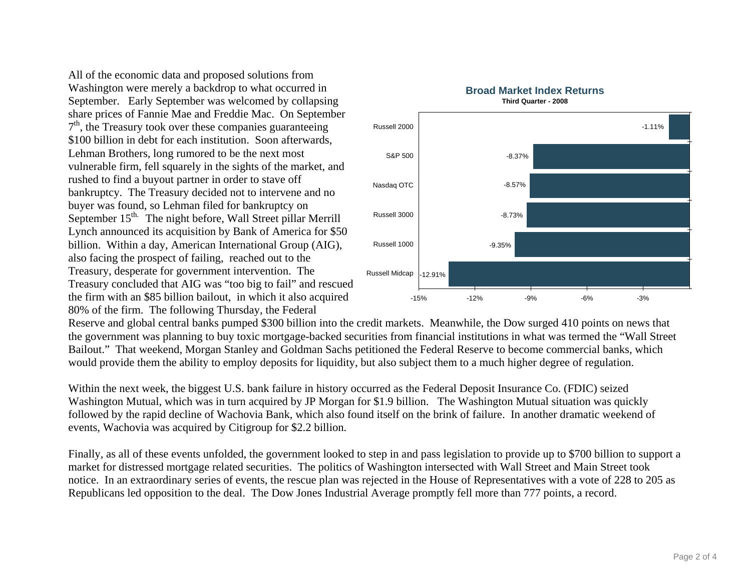All of the economic data and proposed solutions from Washington were merely a backdrop to what occurred in September. Early September was welcomed by collapsing share prices of Fannie Mae and Freddie Mac. On September 7th, the Treasury took over these companies guaranteeing \$100 billion in debt for each institution. Soon afterwards, Lehman Brothers, long rumored to be the next most vulnerable firm, fell squarely in the sights of the market, and rushed to find a buyout partner in order to stave off bankruptcy. The Treasury decided not to intervene and no buyer was found, so Lehman filed for bankruptcy on September 15th. The night before, Wall Street pillar Merrill Lynch announced its acquisition by Bank of America for \$50 billion. Within a day, American International Group (AIG), also facing the prospect of failing, reached out to the Treasury, desperate for government intervention. The Treasury concluded that AIG was "too big to fail" and rescued the firm with an \$85 billion bailout, in which it also acquired 80% of the firm. The following Thursday, the Federal Reserve and global central banks pumped \$300 billion into the credit markets. Meanwhile, the Dow surged 410 points on news that the government was planning to buy toxic mortgage-backed securities from financial institutions in what was termed the "Wall Street Bailout." That weekend, Morgan Stanley and Goldman Sachs petitioned the Federal Reserve to become commercial banks, which would provide them the ability to employ deposits for liquidity, but also subject them to a much higher degree of regulation.

**Broad Market Index Returns**
**Third Quarter - 2008**

| Index | Return |
| --- | --- |
| Russell 2000 | -1.11% |
| S&P 500 | -8.37% |
| Nasdaq OTC | -8.57% |
| Russell 3000 | -8.73% |
| Russell 1000 | -9.35% |
| Russell Midcap | -12.91% |

Within the next week, the biggest U.S. bank failure in history occurred as the Federal Deposit Insurance Co. (FDIC) seized Washington Mutual, which was in turn acquired by JP Morgan for \$1.9 billion. The Washington Mutual situation was quickly followed by the rapid decline of Wachovia Bank, which also found itself on the brink of failure. In another dramatic weekend of events, Wachovia was acquired by Citigroup for \$2.2 billion.

Finally, as all of these events unfolded, the government looked to step in and pass legislation to provide up to \$700 billion to support a market for distressed mortgage related securities. The politics of Washington intersected with Wall Street and Main Street took notice. In an extraordinary series of events, the rescue plan was rejected in the House of Representatives with a vote of 228 to 205 as Republicans led opposition to the deal. The Dow Jones Industrial Average promptly fell more than 777 points, a record.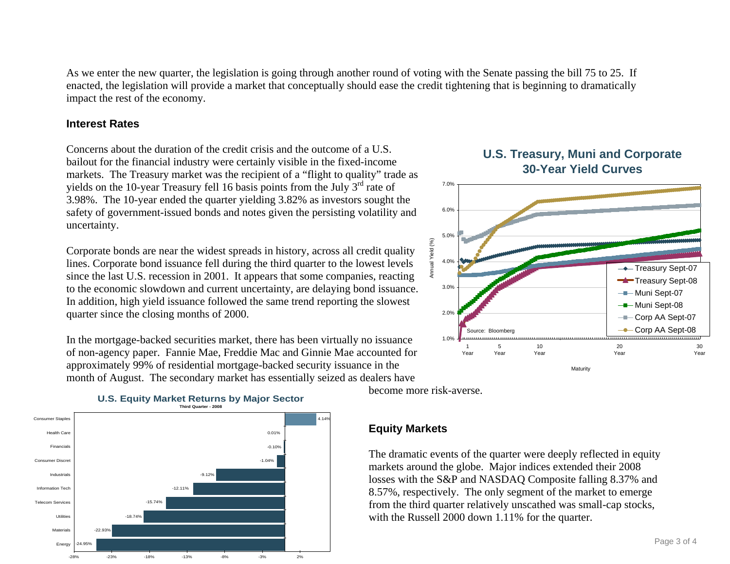As we enter the new quarter, the legislation is going through another round of voting with the Senate passing the bill 75 to 25. If enacted, the legislation will provide a market that conceptually should ease the credit tightening that is beginning to dramatically impact the rest of the economy.

## Interest Rates

Concerns about the duration of the credit crisis and the outcome of a U.S. bailout for the financial industry were certainly visible in the fixed-income markets. The Treasury market was the recipient of a "flight to quality" trade as yields on the 10-year Treasury fell 16 basis points from the July 3rd rate of 3.98%. The 10-year ended the quarter yielding 3.82% as investors sought the safety of government-issued bonds and notes given the persisting volatility and uncertainty.

Corporate bonds are near the widest spreads in history, across all credit quality lines. Corporate bond issuance fell during the third quarter to the lowest levels since the last U.S. recession in 2001. It appears that some companies, reacting to the economic slowdown and current uncertainty, are delaying bond issuance. In addition, high yield issuance followed the same trend reporting the slowest quarter since the closing months of 2000.

In the mortgage-backed securities market, there has been virtually no issuance of non-agency paper. Fannie Mae, Freddie Mac and Ginnie Mae accounted for approximately 99% of residential mortgage-backed security issuance in the month of August. The secondary market has essentially seized as dealers have become more risk-averse.

**U.S. Treasury, Muni and Corporate 30-Year Yield Curves**

Source: Bloomberg

**U.S. Equity Market Returns by Major Sector**
Third Quarter - 2008

| Sector | Return |
|---|---|
| Consumer Staples | 4.14% |
| Health Care | 0.01% |
| Financials | -0.10% |
| Consumer Discret | -1.04% |
| Industrials | -9.12% |
| Information Tech | -12.11% |
| Telecom Services | -15.74% |
| Utilities | -18.74% |
| Materials | -22.93% |
| Energy | -24.95% |

## Equity Markets

The dramatic events of the quarter were deeply reflected in equity markets around the globe. Major indices extended their 2008 losses with the S&P and NASDAQ Composite falling 8.37% and 8.57%, respectively. The only segment of the market to emerge from the third quarter relatively unscathed was small-cap stocks, with the Russell 2000 down 1.11% for the quarter.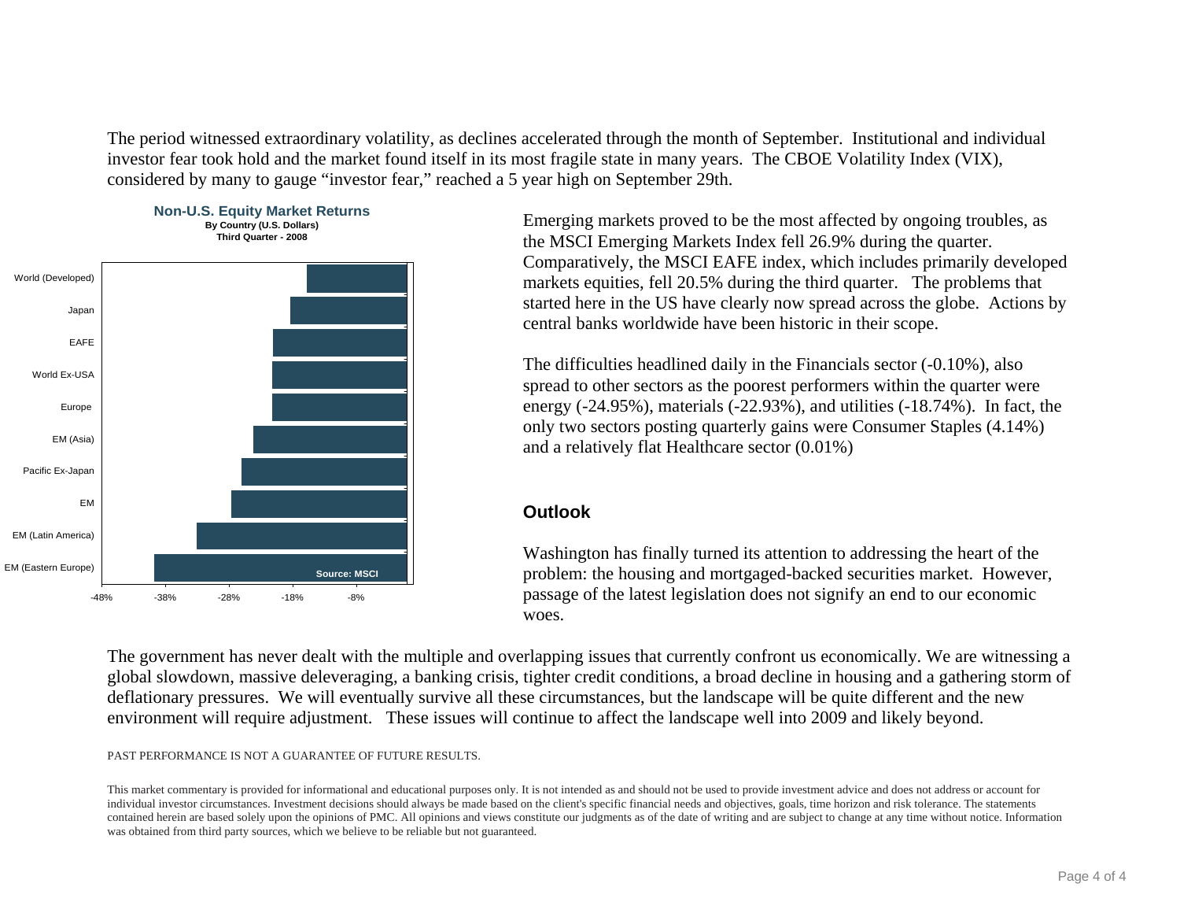The period witnessed extraordinary volatility, as declines accelerated through the month of September. Institutional and individual investor fear took hold and the market found itself in its most fragile state in many years. The CBOE Volatility Index (VIX), considered by many to gauge "investor fear," reached a 5 year high on September 29th.

**Non-U.S. Equity Market Returns**
**By Country (U.S. Dollars)**
**Third Quarter - 2008**

World (Developed)
Japan
EAFE
World Ex-USA
Europe
EM (Asia)
Pacific Ex-Japan
EM
EM (Latin America)
EM (Eastern Europe)

-48% -38% -28% -18% -8%

Source: MSCI

Emerging markets proved to be the most affected by ongoing troubles, as the MSCI Emerging Markets Index fell 26.9% during the quarter. Comparatively, the MSCI EAFE index, which includes primarily developed markets equities, fell 20.5% during the third quarter. The problems that started here in the US have clearly now spread across the globe. Actions by central banks worldwide have been historic in their scope.

The difficulties headlined daily in the Financials sector (-0.10%), also spread to other sectors as the poorest performers within the quarter were energy (-24.95%), materials (-22.93%), and utilities (-18.74%). In fact, the only two sectors posting quarterly gains were Consumer Staples (4.14%) and a relatively flat Healthcare sector (0.01%)

## Outlook

Washington has finally turned its attention to addressing the heart of the problem: the housing and mortgaged-backed securities market. However, passage of the latest legislation does not signify an end to our economic woes.

The government has never dealt with the multiple and overlapping issues that currently confront us economically. We are witnessing a global slowdown, massive deleveraging, a banking crisis, tighter credit conditions, a broad decline in housing and a gathering storm of deflationary pressures. We will eventually survive all these circumstances, but the landscape will be quite different and the new environment will require adjustment. These issues will continue to affect the landscape well into 2009 and likely beyond.

PAST PERFORMANCE IS NOT A GUARANTEE OF FUTURE RESULTS.

This market commentary is provided for informational and educational purposes only. It is not intended as and should not be used to provide investment advice and does not address or account for individual investor circumstances. Investment decisions should always be made based on the client's specific financial needs and objectives, goals, time horizon and risk tolerance. The statements contained herein are based solely upon the opinions of PMC. All opinions and views constitute our judgments as of the date of writing and are subject to change at any time without notice. Information was obtained from third party sources, which we believe to be reliable but not guaranteed.